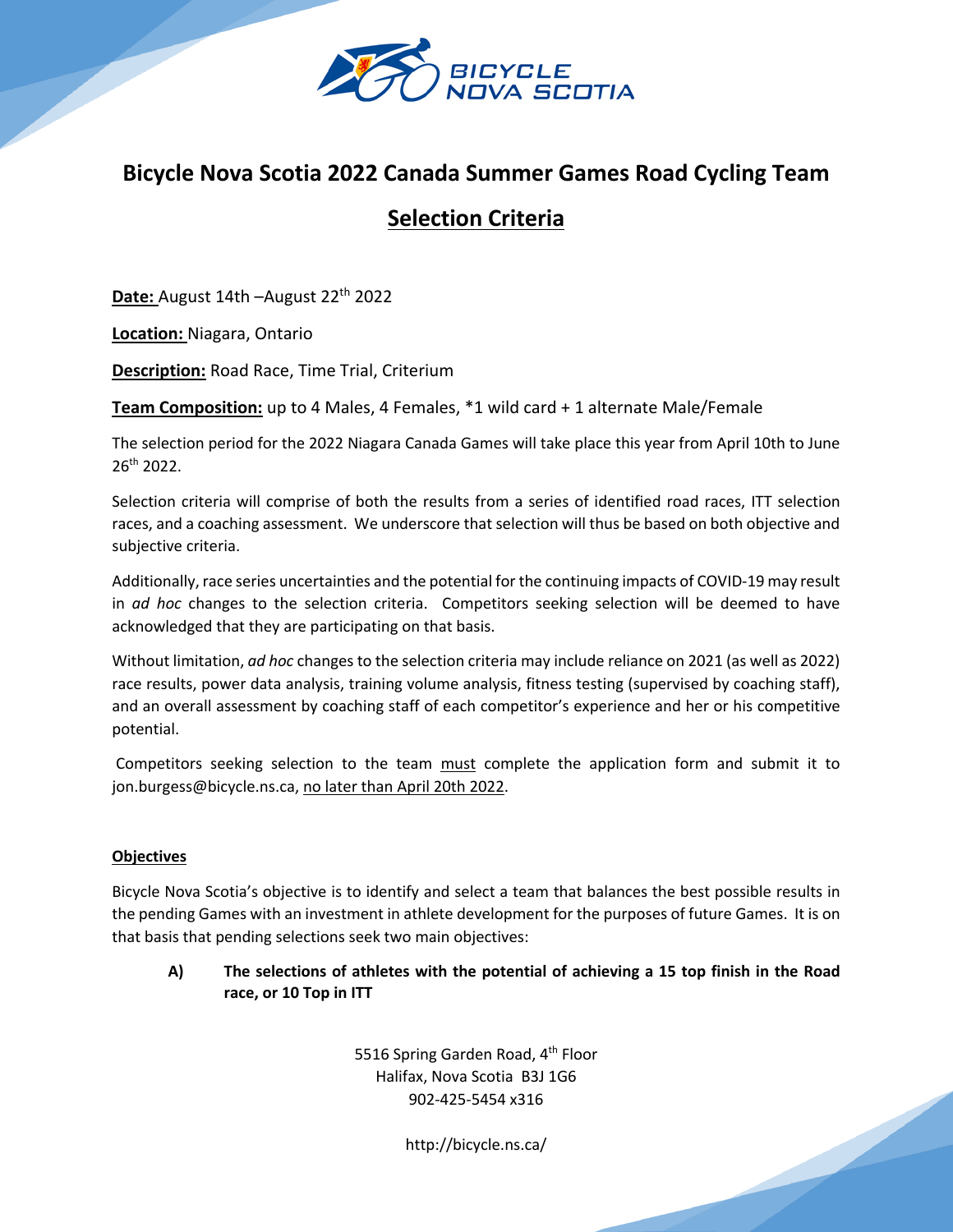# Bicycle Nova Scotia 2022 Canada Summer Games Road Cycling Team

## Selection Criteria

**Date:** August 14th –August 22th 2022

**Location:** Niagara, Ontario

**Description:** Road Race, Time Trial, Criterium

**Team Composition:** up to 4 Males, 4 Females, *1 wild card + 1 alternate Male/Female

The selection period for the 2022 Niagara Canada Games will take place this year from April 10th to June 26th 2022.

Selection criteria will comprise of both the results from a series of identified road races, ITT selection races, and a coaching assessment. We underscore that selection will thus be based on both objective and subjective criteria.

Additionally, race series uncertainties and the potential for the continuing impacts of COVID-19 may result in *ad hoc* changes to the selection criteria. Competitors seeking selection will be deemed to have acknowledged that they are participating on that basis.

Without limitation, *ad hoc* changes to the selection criteria may include reliance on 2021 (as well as 2022) race results, power data analysis, training volume analysis, fitness testing (supervised by coaching staff), and an overall assessment by coaching staff of each competitor's experience and her or his competitive potential.

Competitors seeking selection to the team must complete the application form and submit it to jon.burgess@bicycle.ns.ca, no later than April 20th 2022.

### Objectives

Bicycle Nova Scotia's objective is to identify and select a team that balances the best possible results in the pending Games with an investment in athlete development for the purposes of future Games. It is on that basis that pending selections seek two main objectives:

**A) The selections of athletes with the potential of achieving a 15 top finish in the Road race, or 10 Top in ITT**

5516 Spring Garden Road, 4th Floor
Halifax, Nova Scotia B3J 1G6
902-425-5454 x316

http://bicycle.ns.ca/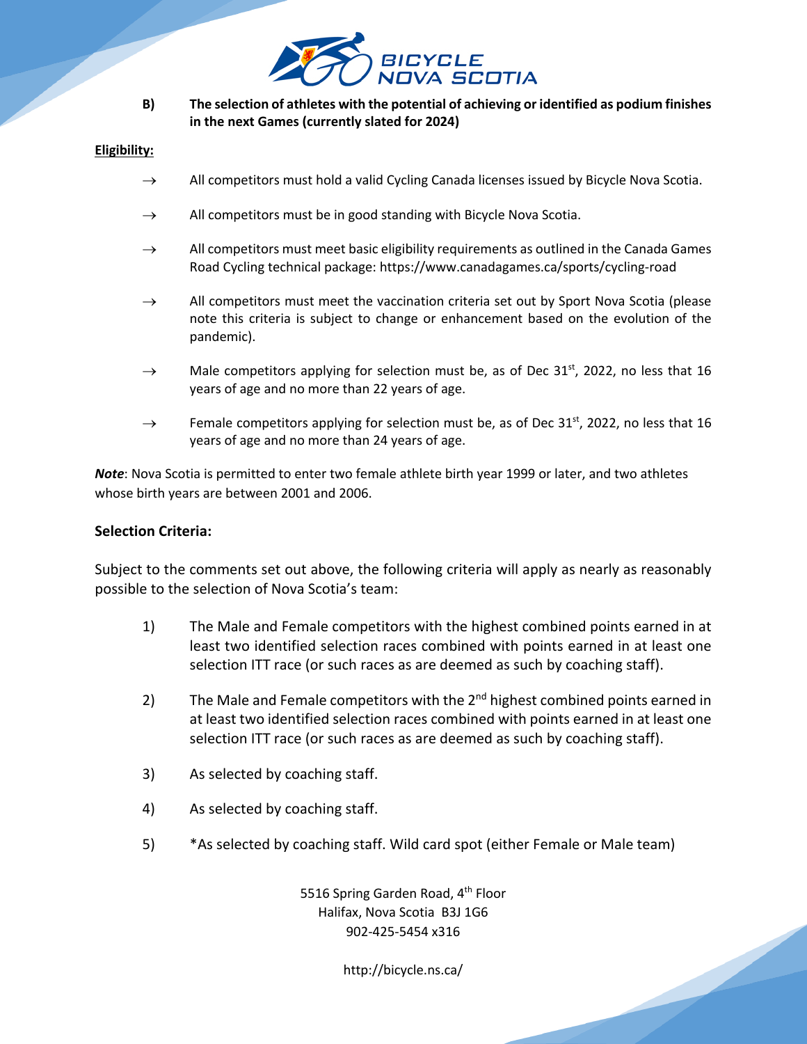**B) The selection of athletes with the potential of achieving or identified as podium finishes in the next Games (currently slated for 2024)**

**Eligibility:**

→ All competitors must hold a valid Cycling Canada licenses issued by Bicycle Nova Scotia.

→ All competitors must be in good standing with Bicycle Nova Scotia.

→ All competitors must meet basic eligibility requirements as outlined in the Canada Games Road Cycling technical package: https://www.canadagames.ca/sports/cycling-road

→ All competitors must meet the vaccination criteria set out by Sport Nova Scotia (please note this criteria is subject to change or enhancement based on the evolution of the pandemic).

→ Male competitors applying for selection must be, as of Dec 31st, 2022, no less that 16 years of age and no more than 22 years of age.

→ Female competitors applying for selection must be, as of Dec 31st, 2022, no less that 16 years of age and no more than 24 years of age.

***Note***: Nova Scotia is permitted to enter two female athlete birth year 1999 or later, and two athletes whose birth years are between 2001 and 2006.

**Selection Criteria:**

Subject to the comments set out above, the following criteria will apply as nearly as reasonably possible to the selection of Nova Scotia's team:

1) The Male and Female competitors with the highest combined points earned in at least two identified selection races combined with points earned in at least one selection ITT race (or such races as are deemed as such by coaching staff).

2) The Male and Female competitors with the 2nd highest combined points earned in at least two identified selection races combined with points earned in at least one selection ITT race (or such races as are deemed as such by coaching staff).

3) As selected by coaching staff.

4) As selected by coaching staff.

5) *As selected by coaching staff. Wild card spot (either Female or Male team)

5516 Spring Garden Road, 4th Floor
Halifax, Nova Scotia B3J 1G6
902-425-5454 x316

http://bicycle.ns.ca/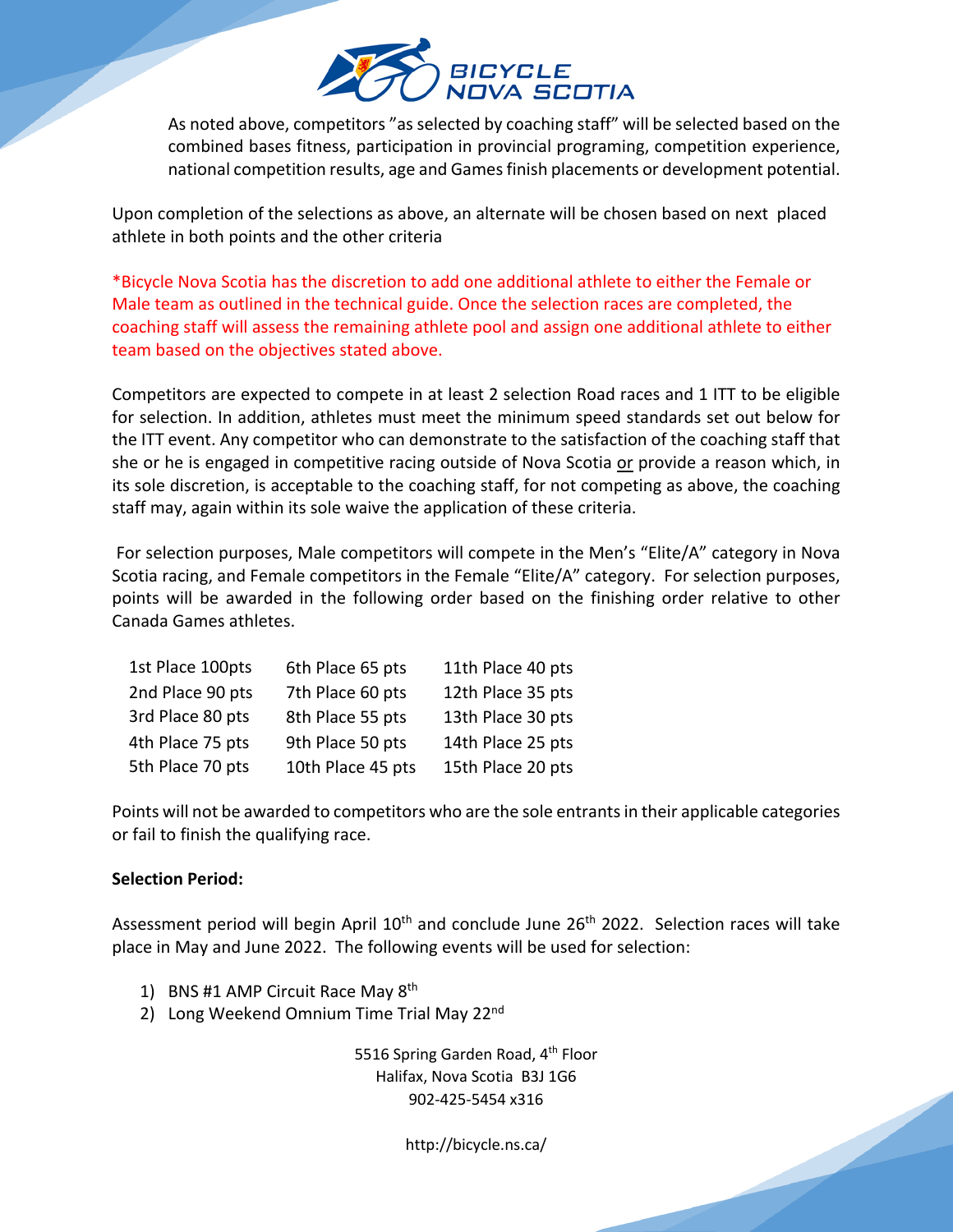As noted above, competitors "as selected by coaching staff" will be selected based on the combined bases fitness, participation in provincial programing, competition experience, national competition results, age and Games finish placements or development potential.

Upon completion of the selections as above, an alternate will be chosen based on next placed athlete in both points and the other criteria

*Bicycle Nova Scotia has the discretion to add one additional athlete to either the Female or Male team as outlined in the technical guide. Once the selection races are completed, the coaching staff will assess the remaining athlete pool and assign one additional athlete to either team based on the objectives stated above.

Competitors are expected to compete in at least 2 selection Road races and 1 ITT to be eligible for selection. In addition, athletes must meet the minimum speed standards set out below for the ITT event. Any competitor who can demonstrate to the satisfaction of the coaching staff that she or he is engaged in competitive racing outside of Nova Scotia <u>or</u> provide a reason which, in its sole discretion, is acceptable to the coaching staff, for not competing as above, the coaching staff may, again within its sole waive the application of these criteria.

For selection purposes, Male competitors will compete in the Men's "Elite/A" category in Nova Scotia racing, and Female competitors in the Female "Elite/A" category. For selection purposes, points will be awarded in the following order based on the finishing order relative to other Canada Games athletes.

| | | |
|---|---|---|
| 1st Place 100pts | 6th Place 65 pts | 11th Place 40 pts |
| 2nd Place 90 pts | 7th Place 60 pts | 12th Place 35 pts |
| 3rd Place 80 pts | 8th Place 55 pts | 13th Place 30 pts |
| 4th Place 75 pts | 9th Place 50 pts | 14th Place 25 pts |
| 5th Place 70 pts | 10th Place 45 pts | 15th Place 20 pts |

Points will not be awarded to competitors who are the sole entrants in their applicable categories or fail to finish the qualifying race.

**Selection Period:**

Assessment period will begin April 10th and conclude June 26th 2022. Selection races will take place in May and June 2022. The following events will be used for selection:

1) BNS #1 AMP Circuit Race May 8th
2) Long Weekend Omnium Time Trial May 22nd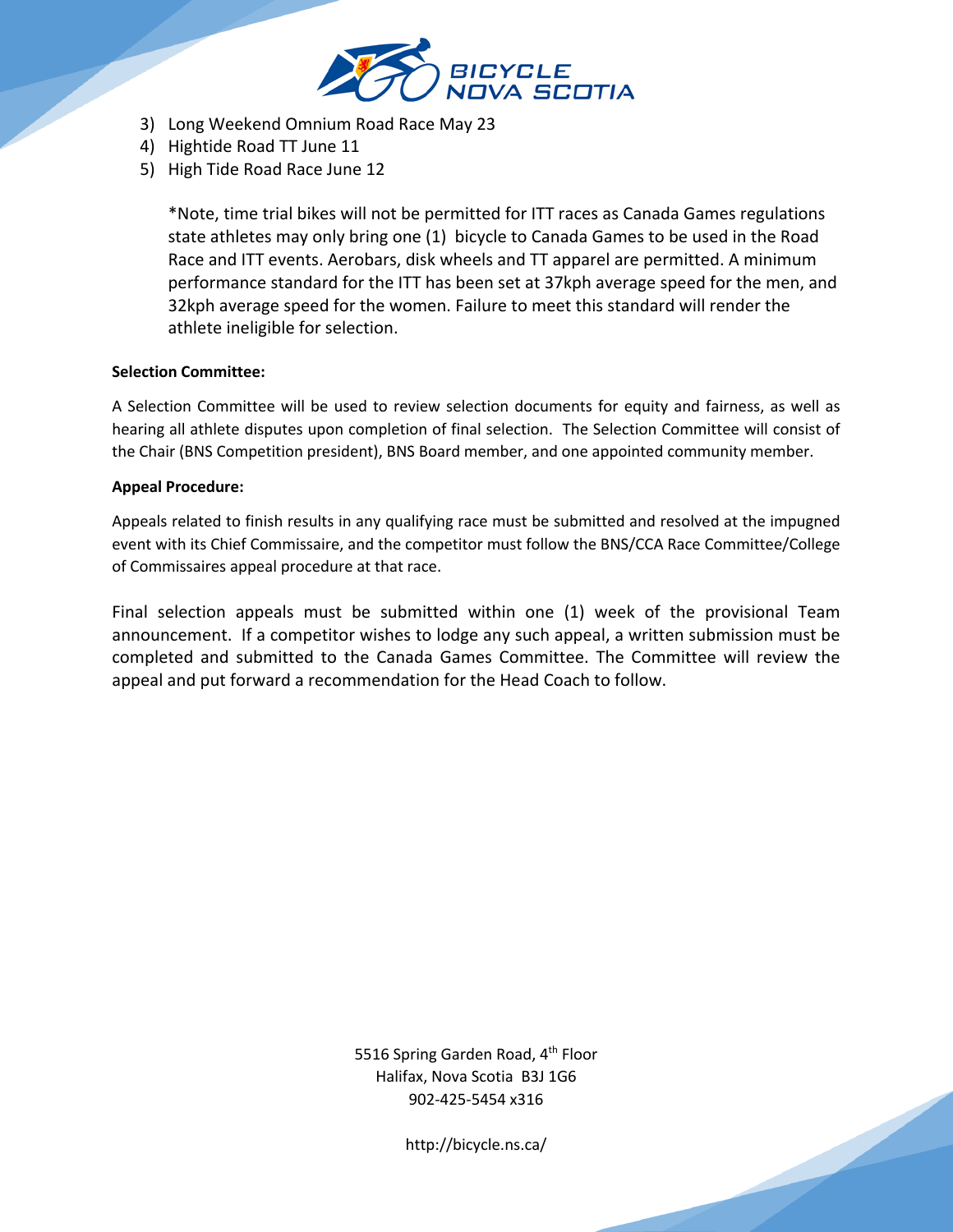3) Long Weekend Omnium Road Race May 23
4) Hightide Road TT June 11
5) High Tide Road Race June 12

*Note, time trial bikes will not be permitted for ITT races as Canada Games regulations state athletes may only bring one (1) bicycle to Canada Games to be used in the Road Race and ITT events. Aerobars, disk wheels and TT apparel are permitted. A minimum performance standard for the ITT has been set at 37kph average speed for the men, and 32kph average speed for the women. Failure to meet this standard will render the athlete ineligible for selection.

**Selection Committee:**

A Selection Committee will be used to review selection documents for equity and fairness, as well as hearing all athlete disputes upon completion of final selection. The Selection Committee will consist of the Chair (BNS Competition president), BNS Board member, and one appointed community member.

**Appeal Procedure:**

Appeals related to finish results in any qualifying race must be submitted and resolved at the impugned event with its Chief Commissaire, and the competitor must follow the BNS/CCA Race Committee/College of Commissaires appeal procedure at that race.

Final selection appeals must be submitted within one (1) week of the provisional Team announcement. If a competitor wishes to lodge any such appeal, a written submission must be completed and submitted to the Canada Games Committee. The Committee will review the appeal and put forward a recommendation for the Head Coach to follow.

5516 Spring Garden Road, 4th Floor
Halifax, Nova Scotia B3J 1G6
902-425-5454 x316

http://bicycle.ns.ca/